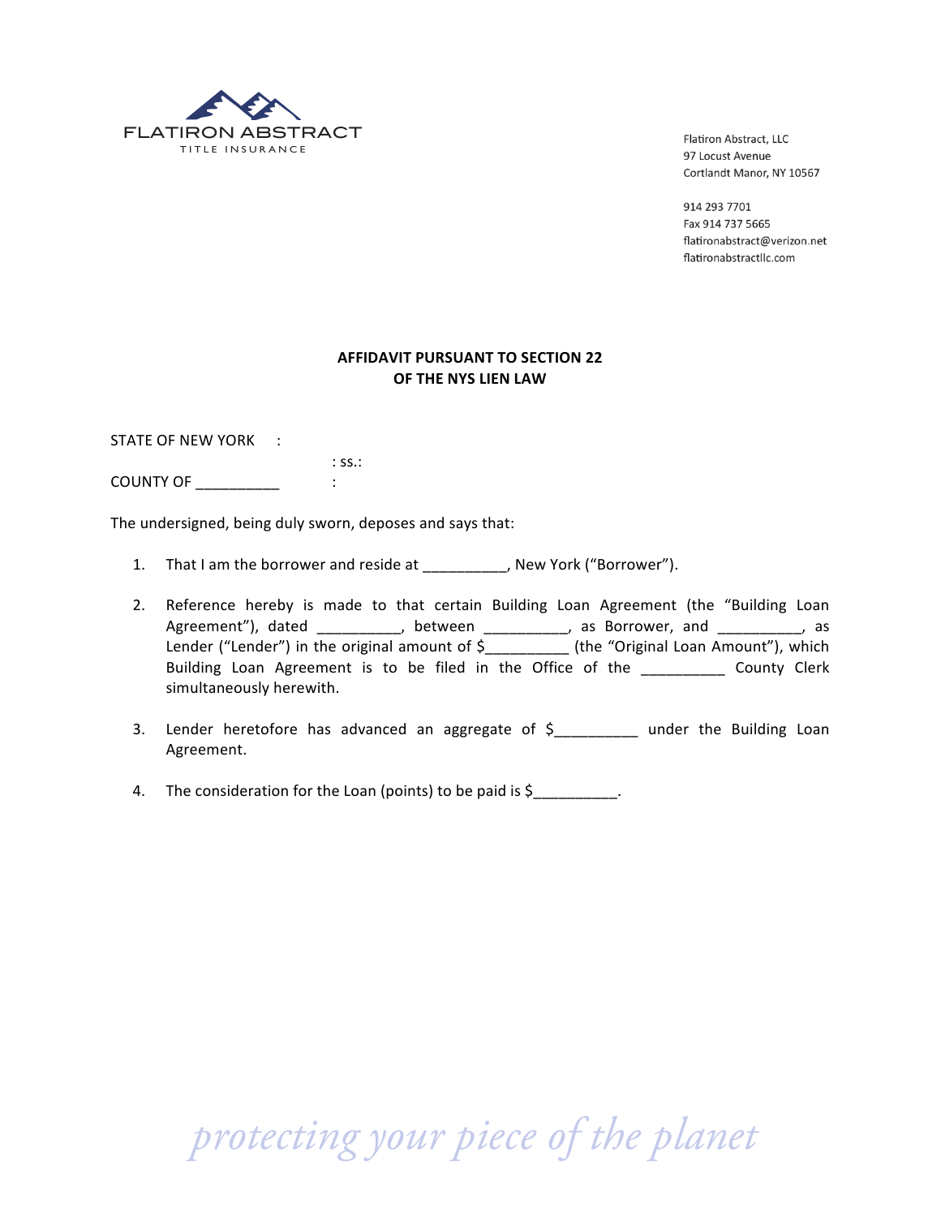FLATIRON ABSTRACT
TITLE INSURANCE

Flatiron Abstract, LLC
97 Locust Avenue
Cortlandt Manor, NY 10567

914 293 7701
Fax 914 737 5665
flatironabstract@verizon.net
flatironabstractllc.com

**AFFIDAVIT PURSUANT TO SECTION 22**
**OF THE NYS LIEN LAW**

STATE OF NEW YORK :
: ss.:
COUNTY OF __________ :

The undersigned, being duly sworn, deposes and says that:

1. That I am the borrower and reside at __________, New York ("Borrower").

2. Reference hereby is made to that certain Building Loan Agreement (the "Building Loan Agreement"), dated __________, between __________, as Borrower, and __________, as Lender ("Lender") in the original amount of $__________ (the "Original Loan Amount"), which Building Loan Agreement is to be filed in the Office of the __________ County Clerk simultaneously herewith.

3. Lender heretofore has advanced an aggregate of $__________ under the Building Loan Agreement.

4. The consideration for the Loan (points) to be paid is $__________.

*protecting your piece of the planet*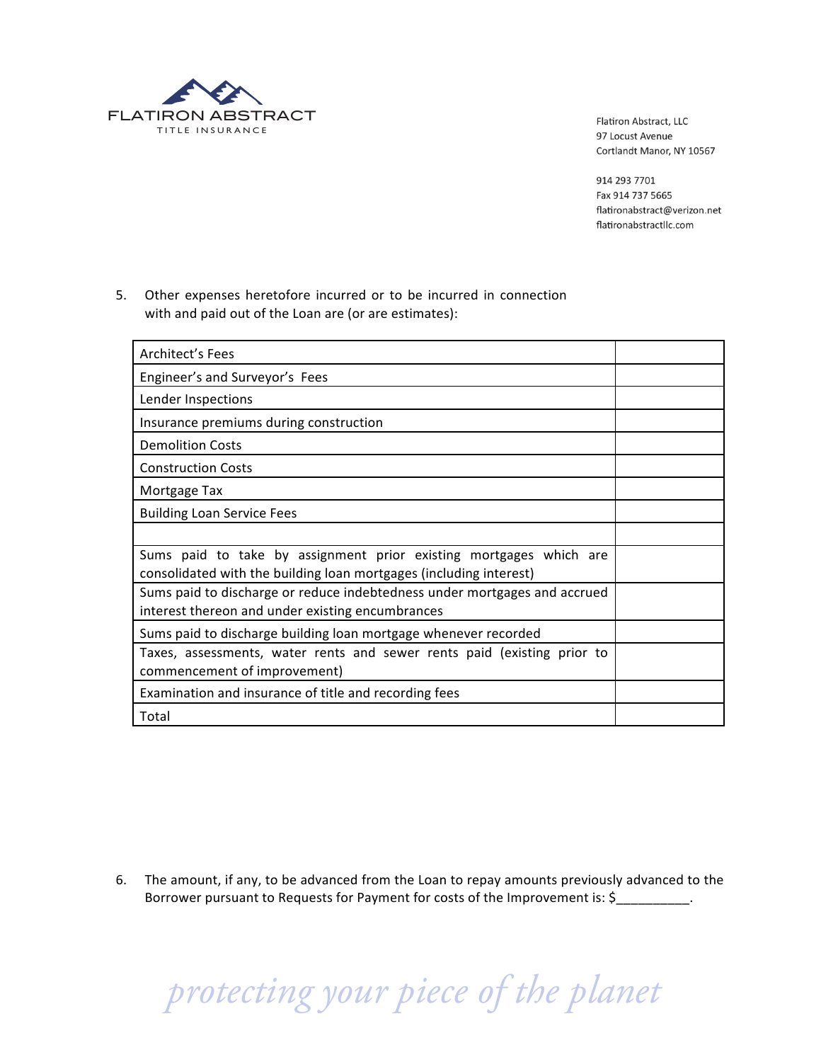5. Other expenses heretofore incurred or to be incurred in connection with and paid out of the Loan are (or are estimates):

| | |
|---|---|
| Architect's Fees | |
| Engineer's and Surveyor's Fees | |
| Lender Inspections | |
| Insurance premiums during construction | |
| Demolition Costs | |
| Construction Costs | |
| Mortgage Tax | |
| Building Loan Service Fees | |
| | |
| Sums paid to take by assignment prior existing mortgages which are consolidated with the building loan mortgages (including interest) | |
| Sums paid to discharge or reduce indebtedness under mortgages and accrued interest thereon and under existing encumbrances | |
| Sums paid to discharge building loan mortgage whenever recorded | |
| Taxes, assessments, water rents and sewer rents paid (existing prior to commencement of improvement) | |
| Examination and insurance of title and recording fees | |
| Total | |

6. The amount, if any, to be advanced from the Loan to repay amounts previously advanced to the Borrower pursuant to Requests for Payment for costs of the Improvement is: $__________.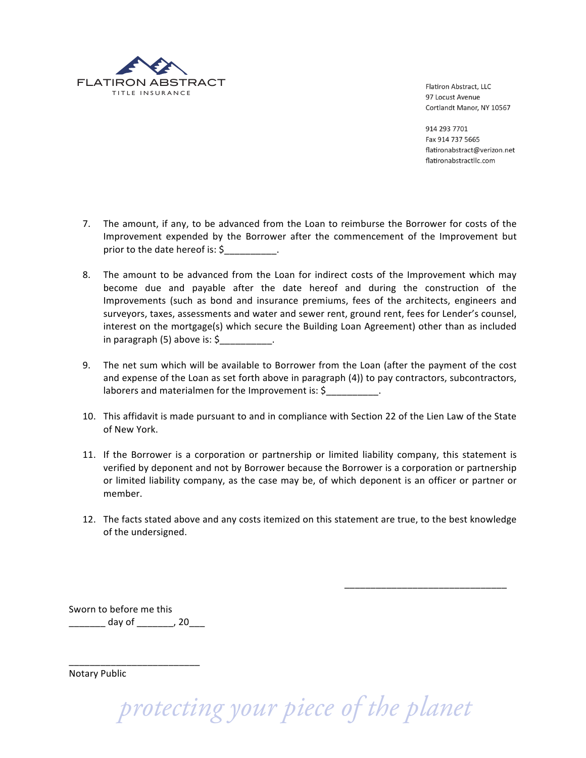FLATIRON ABSTRACT
TITLE INSURANCE

Flatiron Abstract, LLC
97 Locust Avenue
Cortlandt Manor, NY 10567

914 293 7701
Fax 914 737 5665
flatironabstract@verizon.net
flatironabstractllc.com

7. The amount, if any, to be advanced from the Loan to reimburse the Borrower for costs of the Improvement expended by the Borrower after the commencement of the Improvement but prior to the date hereof is: $__________.

8. The amount to be advanced from the Loan for indirect costs of the Improvement which may become due and payable after the date hereof and during the construction of the Improvements (such as bond and insurance premiums, fees of the architects, engineers and surveyors, taxes, assessments and water and sewer rent, ground rent, fees for Lender's counsel, interest on the mortgage(s) which secure the Building Loan Agreement) other than as included in paragraph (5) above is: $__________.

9. The net sum which will be available to Borrower from the Loan (after the payment of the cost and expense of the Loan as set forth above in paragraph (4)) to pay contractors, subcontractors, laborers and materialmen for the Improvement is: $__________.

10. This affidavit is made pursuant to and in compliance with Section 22 of the Lien Law of the State of New York.

11. If the Borrower is a corporation or partnership or limited liability company, this statement is verified by deponent and not by Borrower because the Borrower is a corporation or partnership or limited liability company, as the case may be, of which deponent is an officer or partner or member.

12. The facts stated above and any costs itemized on this statement are true, to the best knowledge of the undersigned.

_______________________________

Sword to before me this
_______ day of _______, 20___

_________________________
Notary Public

*protecting your piece of the planet*